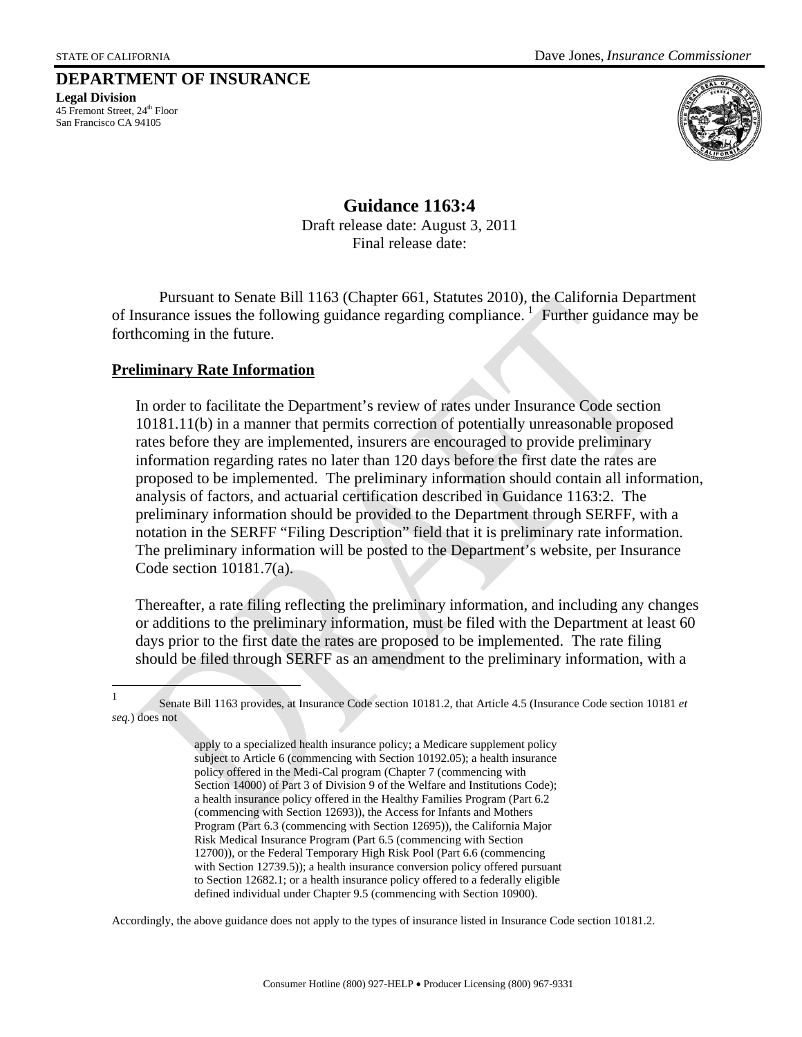STATE OF CALIFORNIA Dave Jones, *Insurance Commissioner*

**DEPARTMENT OF INSURANCE**
**Legal Division**
45 Fremont Street, 24th Floor
San Francisco CA 94105

# Guidance 1163:4

Draft release date: August 3, 2011
Final release date:

Pursuant to Senate Bill 1163 (Chapter 661, Statutes 2010), the California Department of Insurance issues the following guidance regarding compliance. [1] Further guidance may be forthcoming in the future.

## Preliminary Rate Information

In order to facilitate the Department's review of rates under Insurance Code section 10181.11(b) in a manner that permits correction of potentially unreasonable proposed rates before they are implemented, insurers are encouraged to provide preliminary information regarding rates no later than 120 days before the first date the rates are proposed to be implemented. The preliminary information should contain all information, analysis of factors, and actuarial certification described in Guidance 1163:2. The preliminary information should be provided to the Department through SERFF, with a notation in the SERFF "Filing Description" field that it is preliminary rate information. The preliminary information will be posted to the Department's website, per Insurance Code section 10181.7(a).

Thereafter, a rate filing reflecting the preliminary information, and including any changes or additions to the preliminary information, must be filed with the Department at least 60 days prior to the first date the rates are proposed to be implemented. The rate filing should be filed through SERFF as an amendment to the preliminary information, with a

---

[1] Senate Bill 1163 provides, at Insurance Code section 10181.2, that Article 4.5 (Insurance Code section 10181 *et seq.*) does not

> apply to a specialized health insurance policy; a Medicare supplement policy subject to Article 6 (commencing with Section 10192.05); a health insurance policy offered in the Medi-Cal program (Chapter 7 (commencing with Section 14000) of Part 3 of Division 9 of the Welfare and Institutions Code); a health insurance policy offered in the Healthy Families Program (Part 6.2 (commencing with Section 12693)), the Access for Infants and Mothers Program (Part 6.3 (commencing with Section 12695)), the California Major Risk Medical Insurance Program (Part 6.5 (commencing with Section 12700)), or the Federal Temporary High Risk Pool (Part 6.6 (commencing with Section 12739.5)); a health insurance conversion policy offered pursuant to Section 12682.1; or a health insurance policy offered to a federally eligible defined individual under Chapter 9.5 (commencing with Section 10900).

Accordingly, the above guidance does not apply to the types of insurance listed in Insurance Code section 10181.2.

Consumer Hotline (800) 927-HELP • Producer Licensing (800) 967-9331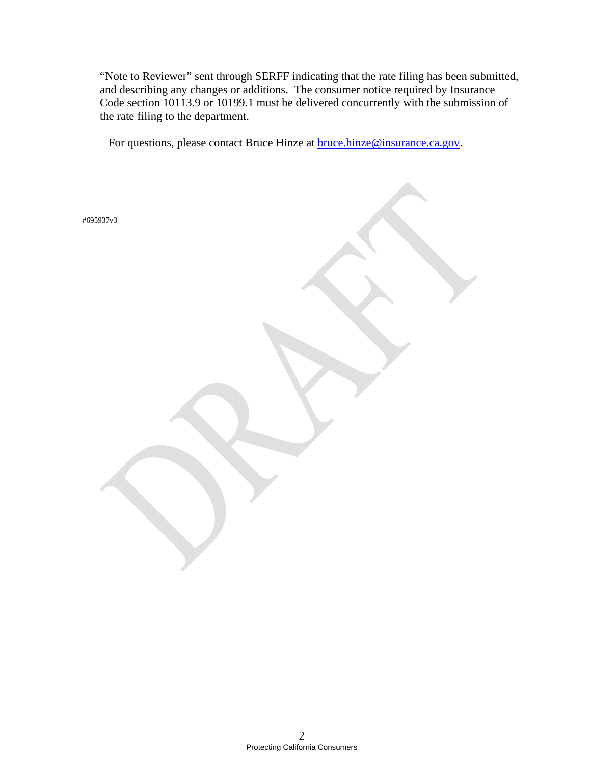"Note to Reviewer" sent through SERFF indicating that the rate filing has been submitted, and describing any changes or additions. The consumer notice required by Insurance Code section 10113.9 or 10199.1 must be delivered concurrently with the submission of the rate filing to the department.

For questions, please contact Bruce Hinze at bruce.hinze@insurance.ca.gov.

#695937v3

DRAFT

Protecting California Consumers